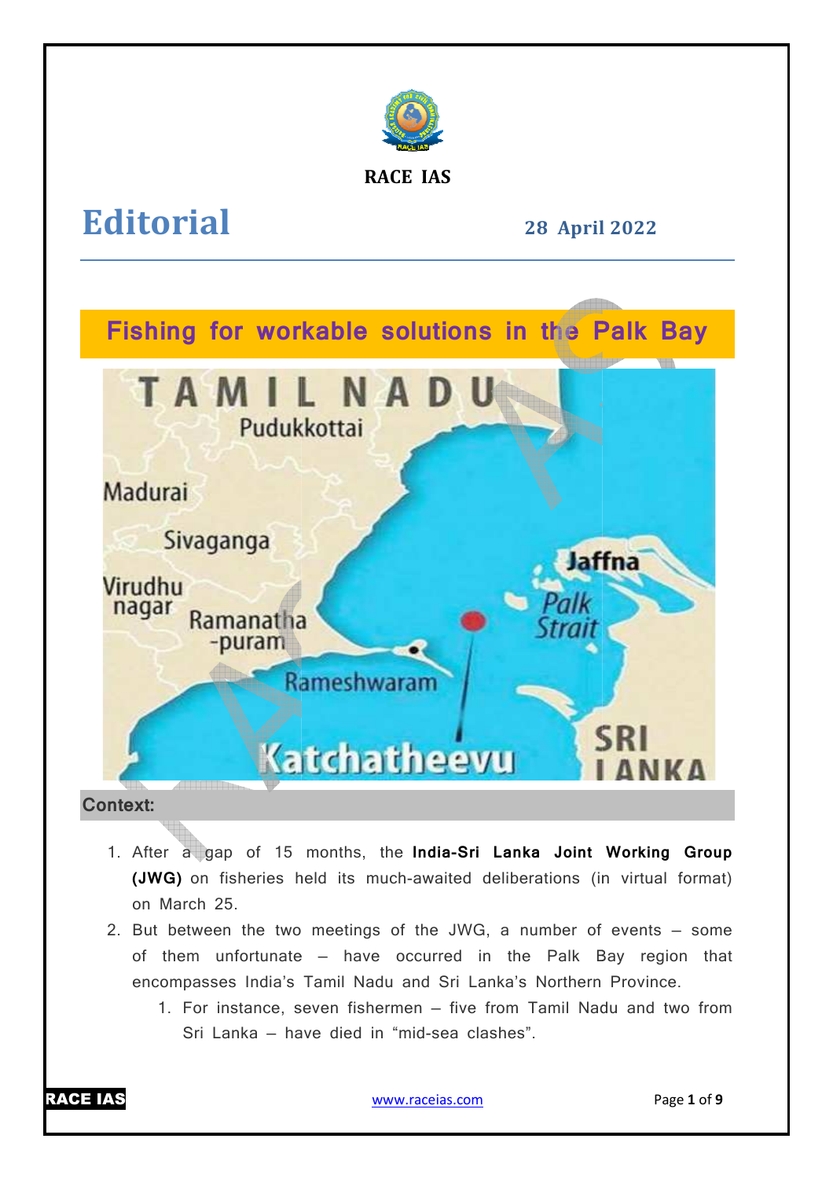RACE IAS

# Editorial

28 April 2022

## Fishing for workable solutions in the Palk Bay

### Context:

1. After a gap of 15 months, the **India-Sri Lanka Joint Working Group (JWG)** on fisheries held its much-awaited deliberations (in virtual format) on March 25.
2. But between the two meetings of the JWG, a number of events – some of them unfortunate – have occurred in the Palk Bay region that encompasses India's Tamil Nadu and Sri Lanka's Northern Province.
    1. For instance, seven fishermen – five from Tamil Nadu and two from Sri Lanka – have died in "mid-sea clashes".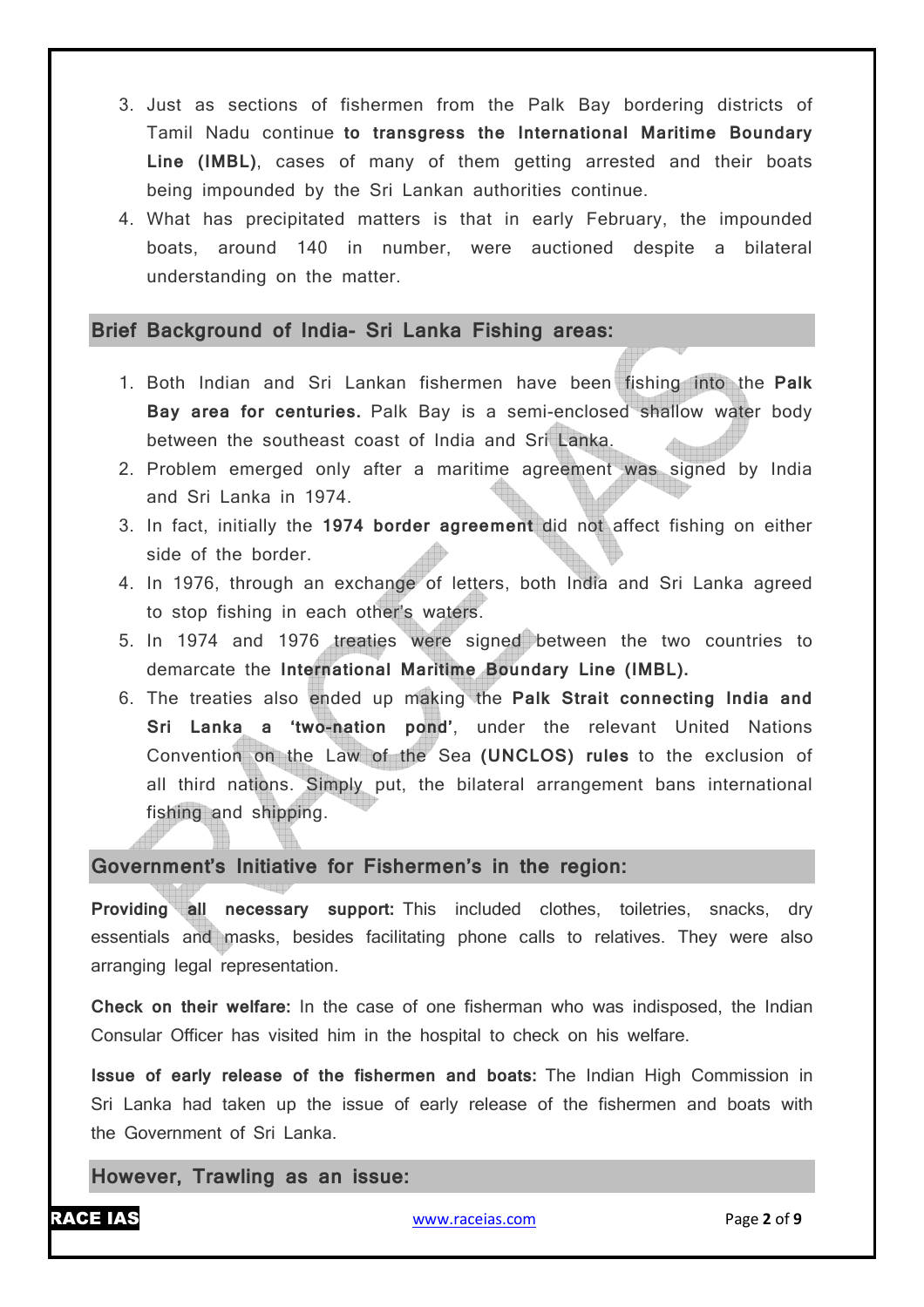3. Just as sections of fishermen from the Palk Bay bordering districts of Tamil Nadu continue **to transgress the International Maritime Boundary Line (IMBL)**, cases of many of them getting arrested and their boats being impounded by the Sri Lankan authorities continue.
4. What has precipitated matters is that in early February, the impounded boats, around 140 in number, were auctioned despite a bilateral understanding on the matter.

## Brief Background of India- Sri Lanka Fishing areas:

1. Both Indian and Sri Lankan fishermen have been fishing into the **Palk Bay area for centuries.** Palk Bay is a semi-enclosed shallow water body between the southeast coast of India and Sri Lanka.
2. Problem emerged only after a maritime agreement was signed by India and Sri Lanka in 1974.
3. In fact, initially the **1974 border agreement** did not affect fishing on either side of the border.
4. In 1976, through an exchange of letters, both India and Sri Lanka agreed to stop fishing in each other's waters.
5. In 1974 and 1976 treaties were signed between the two countries to demarcate the **International Maritime Boundary Line (IMBL).**
6. The treaties also ended up making the **Palk Strait connecting India and Sri Lanka a 'two-nation pond'**, under the relevant United Nations Convention on the Law of the Sea **(UNCLOS) rules** to the exclusion of all third nations. Simply put, the bilateral arrangement bans international fishing and shipping.

## Government's Initiative for Fishermen's in the region:

**Providing all necessary support:** This included clothes, toiletries, snacks, dry essentials and masks, besides facilitating phone calls to relatives. They were also arranging legal representation.

**Check on their welfare:** In the case of one fisherman who was indisposed, the Indian Consular Officer has visited him in the hospital to check on his welfare.

**Issue of early release of the fishermen and boats:** The Indian High Commission in Sri Lanka had taken up the issue of early release of the fishermen and boats with the Government of Sri Lanka.

## However, Trawling as an issue: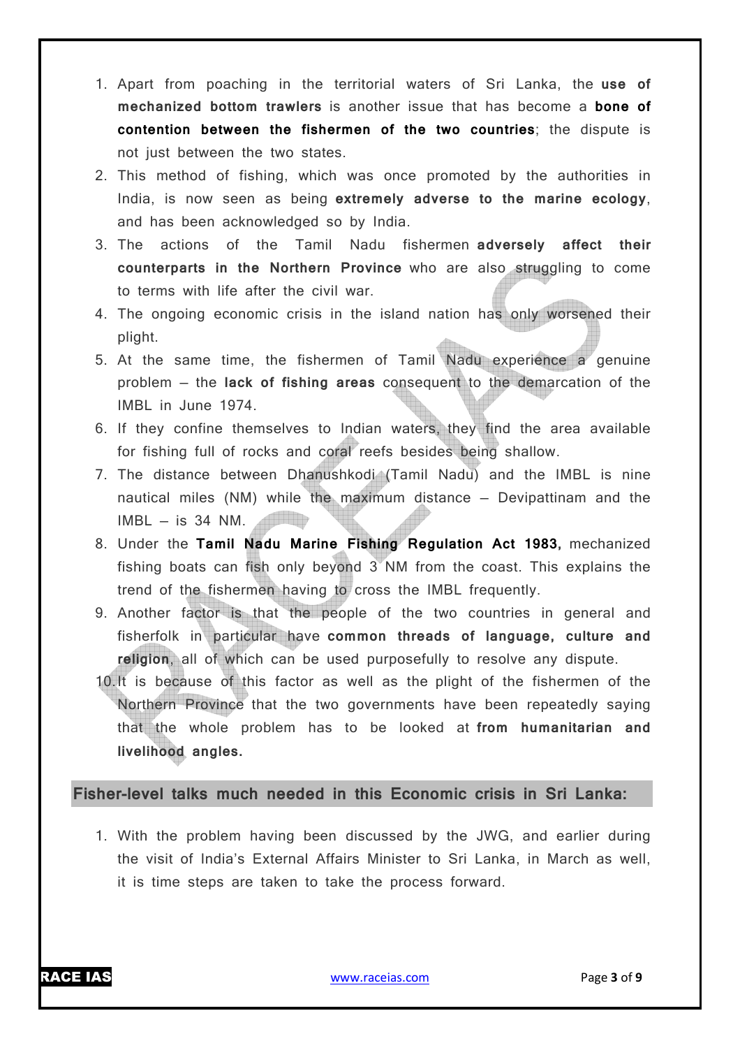1. Apart from poaching in the territorial waters of Sri Lanka, the **use of mechanized bottom trawlers** is another issue that has become a **bone of contention between the fishermen of the two countries**; the dispute is not just between the two states.
2. This method of fishing, which was once promoted by the authorities in India, is now seen as being **extremely adverse to the marine ecology**, and has been acknowledged so by India.
3. The actions of the Tamil Nadu fishermen **adversely affect their counterparts in the Northern Province** who are also struggling to come to terms with life after the civil war.
4. The ongoing economic crisis in the island nation has only worsened their plight.
5. At the same time, the fishermen of Tamil Nadu experience a genuine problem – the **lack of fishing areas** consequent to the demarcation of the IMBL in June 1974.
6. If they confine themselves to Indian waters, they find the area available for fishing full of rocks and coral reefs besides being shallow.
7. The distance between Dhanushkodi (Tamil Nadu) and the IMBL is nine nautical miles (NM) while the maximum distance – Devipattinam and the IMBL – is 34 NM.
8. Under the **Tamil Nadu Marine Fishing Regulation Act 1983,** mechanized fishing boats can fish only beyond 3 NM from the coast. This explains the trend of the fishermen having to cross the IMBL frequently.
9. Another factor is that the people of the two countries in general and fisherfolk in particular have **common threads of language, culture and religion**, all of which can be used purposefully to resolve any dispute.
10. It is because of this factor as well as the plight of the fishermen of the Northern Province that the two governments have been repeatedly saying that the whole problem has to be looked at **from humanitarian and livelihood angles.**

## Fisher-level talks much needed in this Economic crisis in Sri Lanka:

1. With the problem having been discussed by the JWG, and earlier during the visit of India's External Affairs Minister to Sri Lanka, in March as well, it is time steps are taken to take the process forward.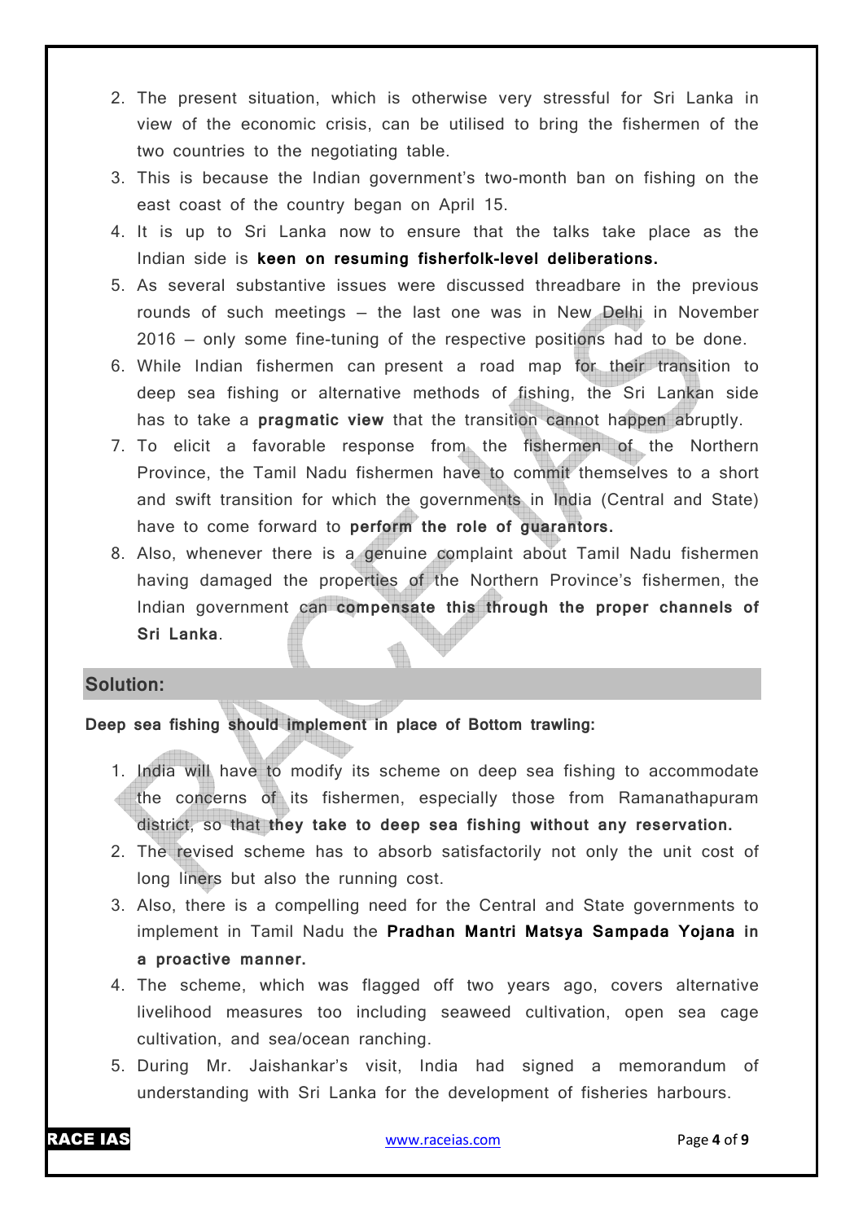2. The present situation, which is otherwise very stressful for Sri Lanka in view of the economic crisis, can be utilised to bring the fishermen of the two countries to the negotiating table.
3. This is because the Indian government's two-month ban on fishing on the east coast of the country began on April 15.
4. It is up to Sri Lanka now to ensure that the talks take place as the Indian side is **keen on resuming fisherfolk-level deliberations.**
5. As several substantive issues were discussed threadbare in the previous rounds of such meetings – the last one was in New Delhi in November 2016 – only some fine-tuning of the respective positions had to be done.
6. While Indian fishermen can present a road map for their transition to deep sea fishing or alternative methods of fishing, the Sri Lankan side has to take a **pragmatic view** that the transition cannot happen abruptly.
7. To elicit a favorable response from the fishermen of the Northern Province, the Tamil Nadu fishermen have to commit themselves to a short and swift transition for which the governments in India (Central and State) have to come forward to **perform the role of guarantors.**
8. Also, whenever there is a genuine complaint about Tamil Nadu fishermen having damaged the properties of the Northern Province's fishermen, the Indian government can **compensate this through the proper channels of Sri Lanka**.

## Solution:

**Deep sea fishing should implement in place of Bottom trawling:**

1. India will have to modify its scheme on deep sea fishing to accommodate the concerns of its fishermen, especially those from Ramanathapuram district, so that **they take to deep sea fishing without any reservation.**
2. The revised scheme has to absorb satisfactorily not only the unit cost of long liners but also the running cost.
3. Also, there is a compelling need for the Central and State governments to implement in Tamil Nadu the **Pradhan Mantri Matsya Sampada Yojana in a proactive manner.**
4. The scheme, which was flagged off two years ago, covers alternative livelihood measures too including seaweed cultivation, open sea cage cultivation, and sea/ocean ranching.
5. During Mr. Jaishankar's visit, India had signed a memorandum of understanding with Sri Lanka for the development of fisheries harbours.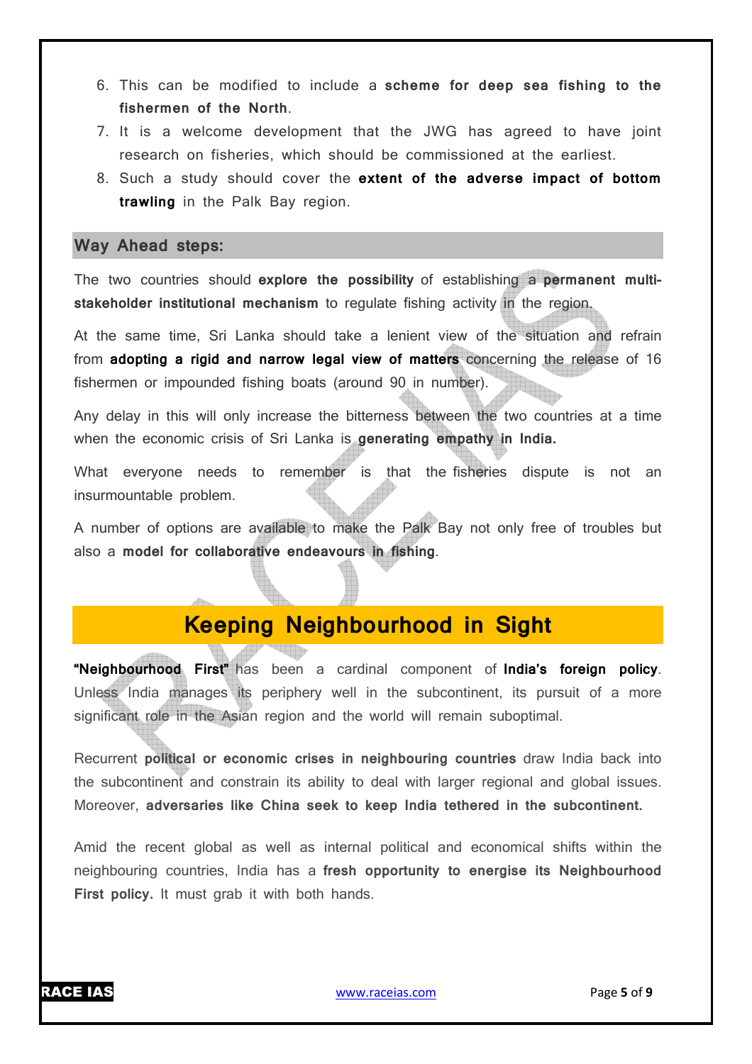6. This can be modified to include a **scheme for deep sea fishing to the fishermen of the North**.
7. It is a welcome development that the JWG has agreed to have joint research on fisheries, which should be commissioned at the earliest.
8. Such a study should cover the **extent of the adverse impact of bottom trawling** in the Palk Bay region.

### Way Ahead steps:

The two countries should **explore the possibility** of establishing a **permanent multi-stakeholder institutional mechanism** to regulate fishing activity in the region.

At the same time, Sri Lanka should take a lenient view of the situation and refrain from **adopting a rigid and narrow legal view of matters** concerning the release of 16 fishermen or impounded fishing boats (around 90 in number).

Any delay in this will only increase the bitterness between the two countries at a time when the economic crisis of Sri Lanka is **generating empathy in India.**

What everyone needs to remember is that the fisheries dispute is not an insurmountable problem.

A number of options are available to make the Palk Bay not only free of troubles but also a **model for collaborative endeavours in fishing**.

## Keeping Neighbourhood in Sight

**"Neighbourhood First"** has been a cardinal component of **India's foreign policy**. Unless India manages its periphery well in the subcontinent, its pursuit of a more significant role in the Asian region and the world will remain suboptimal.

Recurrent **political or economic crises in neighbouring countries** draw India back into the subcontinent and constrain its ability to deal with larger regional and global issues. Moreover, **adversaries like China seek to keep India tethered in the subcontinent.**

Amid the recent global as well as internal political and economical shifts within the neighbouring countries, India has a **fresh opportunity to energise its Neighbourhood First policy.** It must grab it with both hands.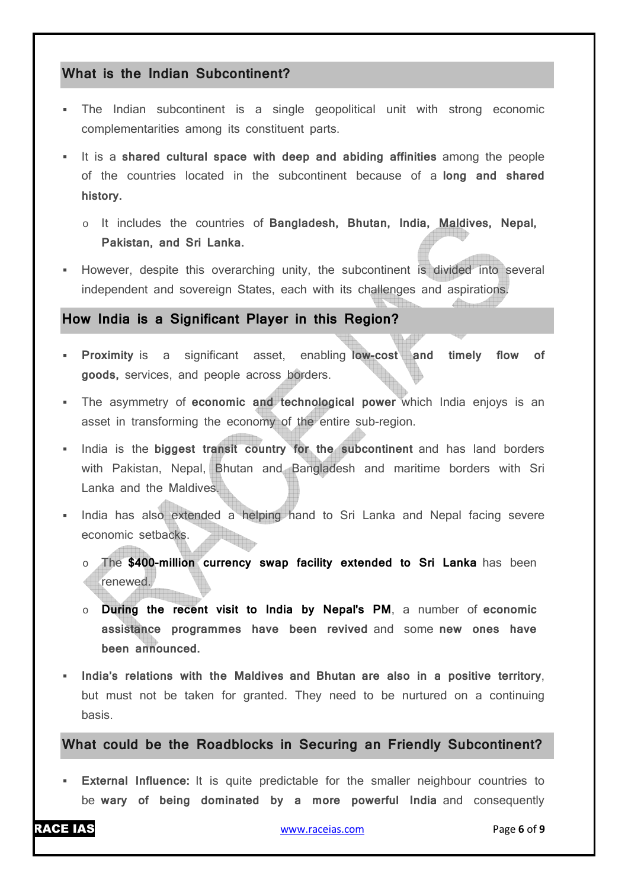## What is the Indian Subcontinent?

- The Indian subcontinent is a single geopolitical unit with strong economic complementarities among its constituent parts.
- It is a **shared cultural space with deep and abiding affinities** among the people of the countries located in the subcontinent because of a **long and shared history.**
  - It includes the countries of **Bangladesh, Bhutan, India, Maldives, Nepal, Pakistan, and Sri Lanka.**
- However, despite this overarching unity, the subcontinent is divided into several independent and sovereign States, each with its challenges and aspirations.

## How India is a Significant Player in this Region?

- **Proximity** is a significant asset, enabling **low-cost and timely flow of goods,** services, and people across borders.
- The asymmetry of **economic and technological power** which India enjoys is an asset in transforming the economy of the entire sub-region.
- India is the **biggest transit country for the subcontinent** and has land borders with Pakistan, Nepal, Bhutan and Bangladesh and maritime borders with Sri Lanka and the Maldives.
- India has also extended a helping hand to Sri Lanka and Nepal facing severe economic setbacks.
  - The **$400-million currency swap facility extended to Sri Lanka** has been renewed.
  - **During the recent visit to India by Nepal's PM**, a number of **economic assistance programmes have been revived** and some **new ones have been announced.**
- **India's relations with the Maldives and Bhutan are also in a positive territory**, but must not be taken for granted. They need to be nurtured on a continuing basis.

## What could be the Roadblocks in Securing an Friendly Subcontinent?

- **External Influence:** It is quite predictable for the smaller neighbour countries to be **wary of being dominated by a more powerful India** and consequently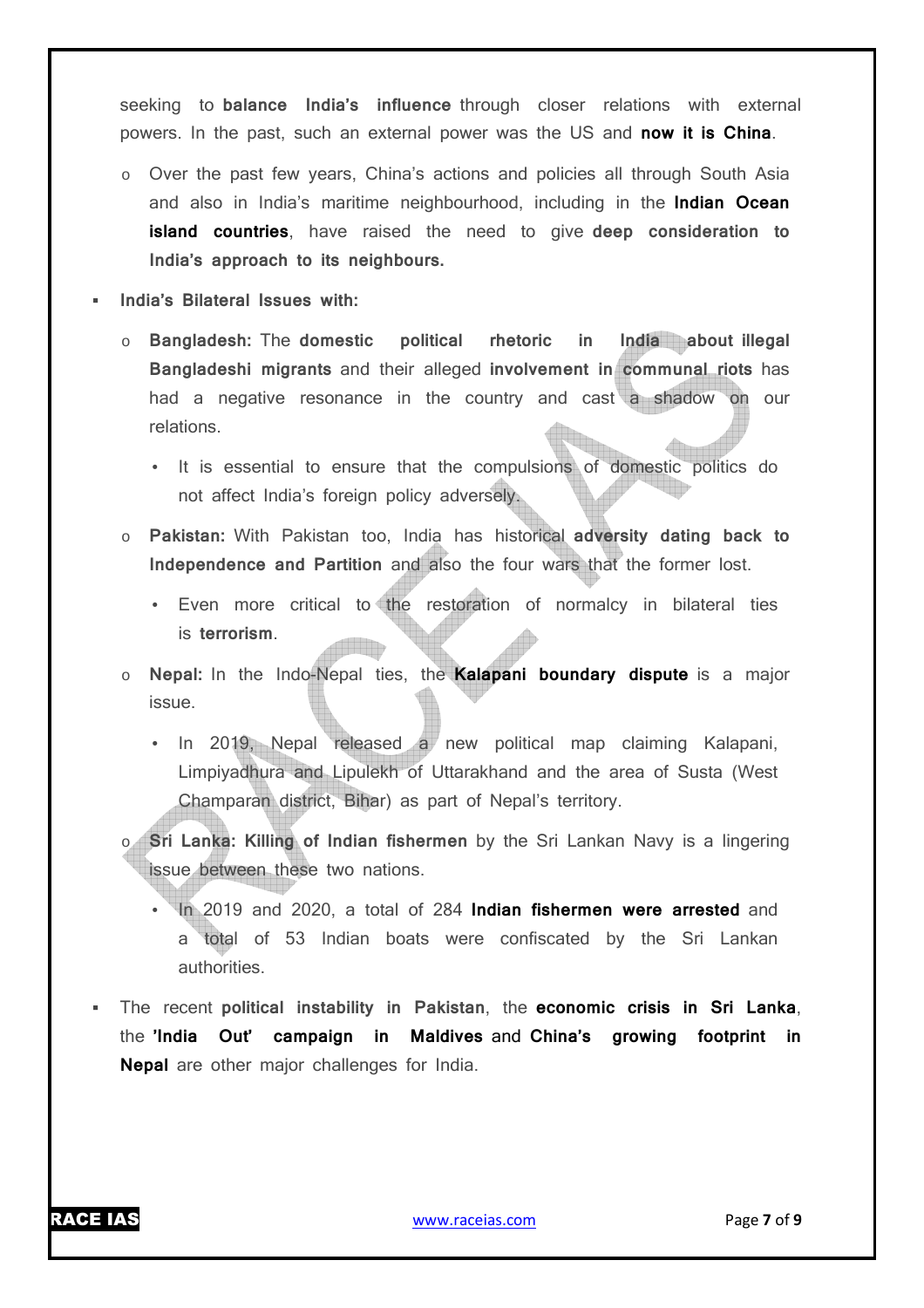seeking to **balance India's influence** through closer relations with external powers. In the past, such an external power was the US and **now it is China**.

- Over the past few years, China's actions and policies all through South Asia and also in India's maritime neighbourhood, including in the **Indian Ocean island countries**, have raised the need to give **deep consideration to India's approach to its neighbours.**

- **India's Bilateral Issues with:**
  - **Bangladesh:** The **domestic political rhetoric in India about illegal Bangladeshi migrants** and their alleged **involvement in communal riots** has had a negative resonance in the country and cast a shadow on our relations.
    - It is essential to ensure that the compulsions of domestic politics do not affect India's foreign policy adversely.
  - **Pakistan:** With Pakistan too, India has historical **adversity dating back to Independence and Partition** and also the four wars that the former lost.
    - Even more critical to the restoration of normalcy in bilateral ties is **terrorism**.
  - **Nepal:** In the Indo-Nepal ties, the **Kalapani boundary dispute** is a major issue.
    - In 2019, Nepal released a new political map claiming Kalapani, Limpiyadhura and Lipulekh of Uttarakhand and the area of Susta (West Champaran district, Bihar) as part of Nepal's territory.
  - **Sri Lanka: Killing of Indian fishermen** by the Sri Lankan Navy is a lingering issue between these two nations.
    - In 2019 and 2020, a total of 284 **Indian fishermen were arrested** and a total of 53 Indian boats were confiscated by the Sri Lankan authorities.

- The recent **political instability in Pakistan**, the **economic crisis in Sri Lanka**, the **'India Out' campaign in Maldives** and **China's growing footprint in Nepal** are other major challenges for India.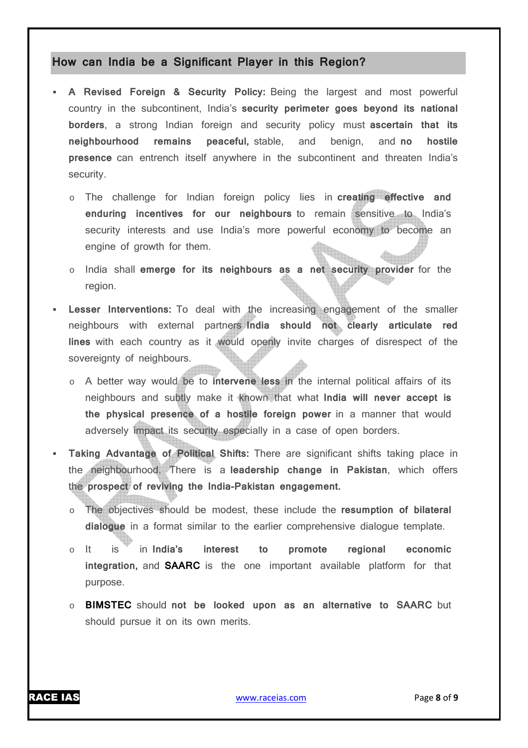## How can India be a Significant Player in this Region?

- **A Revised Foreign & Security Policy:** Being the largest and most powerful country in the subcontinent, India's **security perimeter goes beyond its national borders**, a strong Indian foreign and security policy must **ascertain that its neighbourhood remains peaceful,** stable, and benign, and **no hostile presence** can entrench itself anywhere in the subcontinent and threaten India's security.
    - The challenge for Indian foreign policy lies in **creating effective and enduring incentives for our neighbours** to remain sensitive to India's security interests and use India's more powerful economy to become an engine of growth for them.
    - India shall **emerge for its neighbours as a net security provider** for the region.
- **Lesser Interventions:** To deal with the increasing engagement of the smaller neighbours with external partners **India should not clearly articulate red lines** with each country as it would openly invite charges of disrespect of the sovereignty of neighbours.
    - A better way would be to **intervene less** in the internal political affairs of its neighbours and subtly make it known that what **India will never accept is the physical presence of a hostile foreign power** in a manner that would adversely impact its security especially in a case of open borders.
- **Taking Advantage of Political Shifts:** There are significant shifts taking place in the neighbourhood. There is a **leadership change in Pakistan**, which offers the **prospect of reviving the India-Pakistan engagement.**
    - The objectives should be modest, these include the **resumption of bilateral dialogue** in a format similar to the earlier comprehensive dialogue template.
    - It is in **India's interest to promote regional economic integration,** and **SAARC** is the one important available platform for that purpose.
    - **BIMSTEC** should **not be looked upon as an alternative to SAARC** but should pursue it on its own merits.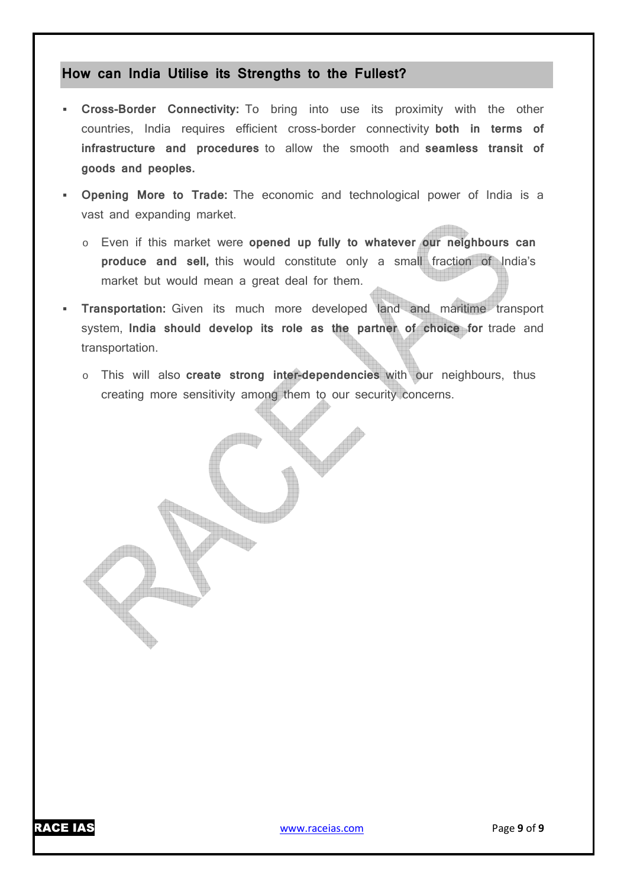## How can India Utilise its Strengths to the Fullest?

- **Cross-Border Connectivity:** To bring into use its proximity with the other countries, India requires efficient cross-border connectivity **both in terms of infrastructure and procedures** to allow the smooth and **seamless transit of goods and peoples.**
- **Opening More to Trade:** The economic and technological power of India is a vast and expanding market.
  - Even if this market were **opened up fully to whatever our neighbours can produce and sell,** this would constitute only a small fraction of India's market but would mean a great deal for them.
- **Transportation:** Given its much more developed land and maritime transport system, **India should develop its role as the partner of choice for** trade and transportation.
  - This will also **create strong inter-dependencies** with our neighbours, thus creating more sensitivity among them to our security concerns.